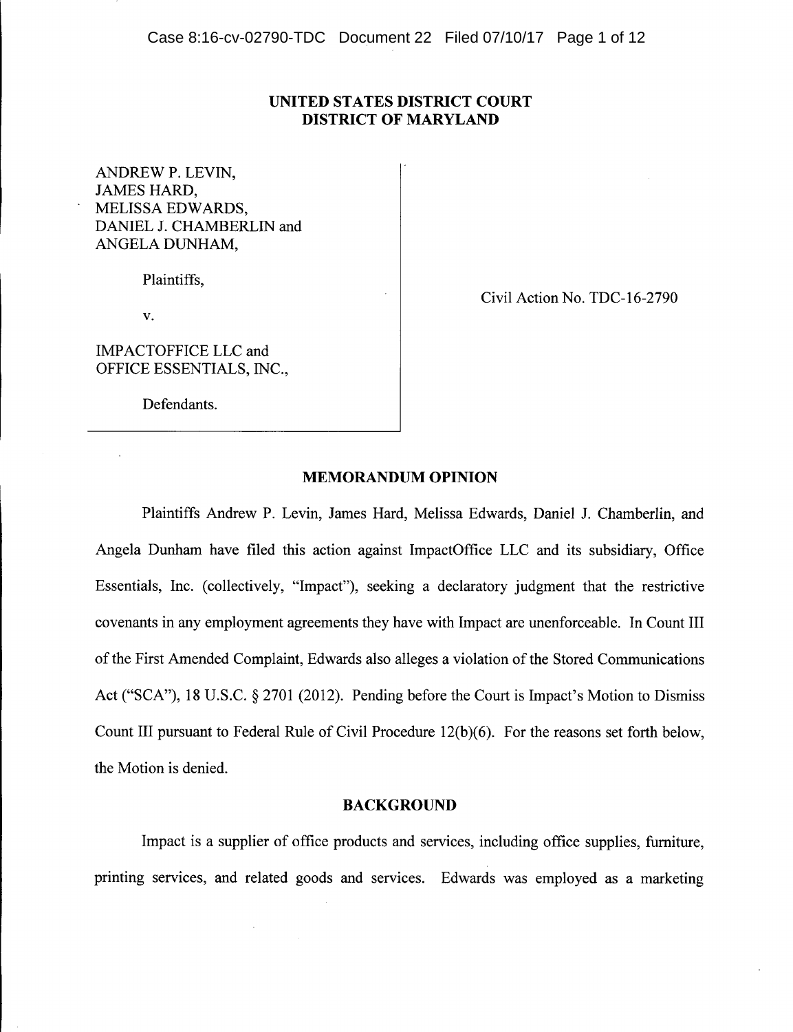**UNITED STATES DISTRICT COURT**
**DISTRICT OF MARYLAND**

ANDREW P. LEVIN,
JAMES HARD,
MELISSA EDWARDS,
DANIEL J. CHAMBERLIN and
ANGELA DUNHAM,

Plaintiffs,

v.

IMPACTOFFICE LLC and
OFFICE ESSENTIALS, INC.,

Defendants.

Civil Action No. TDC-16-2790

## MEMORANDUM OPINION

Plaintiffs Andrew P. Levin, James Hard, Melissa Edwards, Daniel J. Chamberlin, and Angela Dunham have filed this action against ImpactOffice LLC and its subsidiary, Office Essentials, Inc. (collectively, "Impact"), seeking a declaratory judgment that the restrictive covenants in any employment agreements they have with Impact are unenforceable. In Count III of the First Amended Complaint, Edwards also alleges a violation of the Stored Communications Act ("SCA"), 18 U.S.C. § 2701 (2012). Pending before the Court is Impact's Motion to Dismiss Count III pursuant to Federal Rule of Civil Procedure 12(b)(6). For the reasons set forth below, the Motion is denied.

## BACKGROUND

Impact is a supplier of office products and services, including office supplies, furniture, printing services, and related goods and services. Edwards was employed as a marketing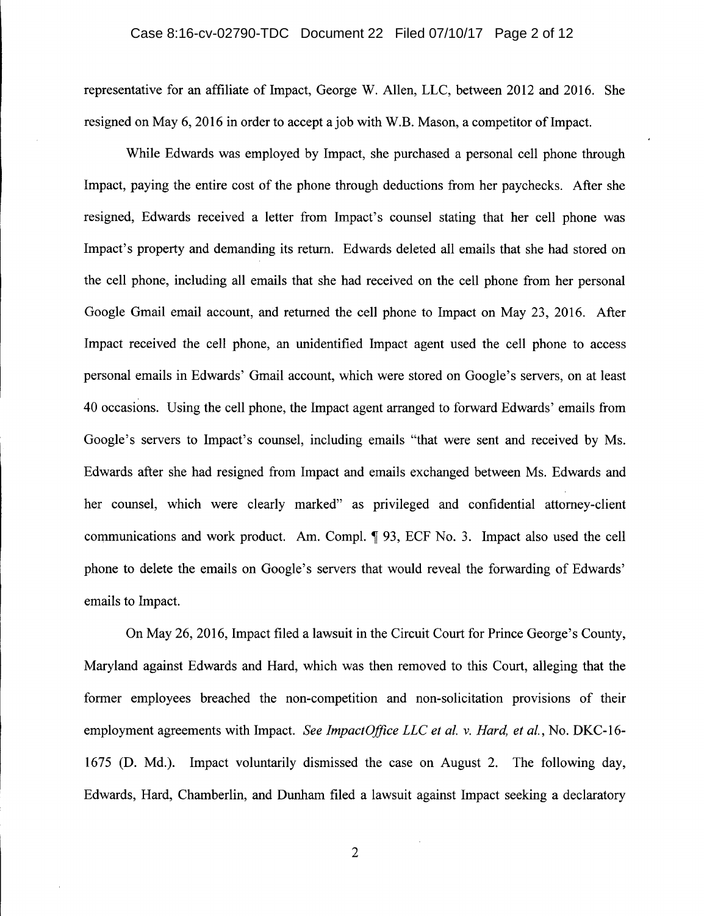representative for an affiliate of Impact, George W. Allen, LLC, between 2012 and 2016. She resigned on May 6, 2016 in order to accept a job with W.B. Mason, a competitor of Impact.

While Edwards was employed by Impact, she purchased a personal cell phone through Impact, paying the entire cost of the phone through deductions from her paychecks. After she resigned, Edwards received a letter from Impact's counsel stating that her cell phone was Impact's property and demanding its return. Edwards deleted all emails that she had stored on the cell phone, including all emails that she had received on the cell phone from her personal Google Gmail email account, and returned the cell phone to Impact on May 23, 2016. After Impact received the cell phone, an unidentified Impact agent used the cell phone to access personal emails in Edwards' Gmail account, which were stored on Google's servers, on at least 40 occasions. Using the cell phone, the Impact agent arranged to forward Edwards' emails from Google's servers to Impact's counsel, including emails "that were sent and received by Ms. Edwards after she had resigned from Impact and emails exchanged between Ms. Edwards and her counsel, which were clearly marked" as privileged and confidential attorney-client communications and work product. Am. Compl. ¶ 93, ECF No. 3. Impact also used the cell phone to delete the emails on Google's servers that would reveal the forwarding of Edwards' emails to Impact.

On May 26, 2016, Impact filed a lawsuit in the Circuit Court for Prince George's County, Maryland against Edwards and Hard, which was then removed to this Court, alleging that the former employees breached the non-competition and non-solicitation provisions of their employment agreements with Impact. *See ImpactOffice LLC et al. v. Hard, et al.*, No. DKC-16-1675 (D. Md.). Impact voluntarily dismissed the case on August 2. The following day, Edwards, Hard, Chamberlin, and Dunham filed a lawsuit against Impact seeking a declaratory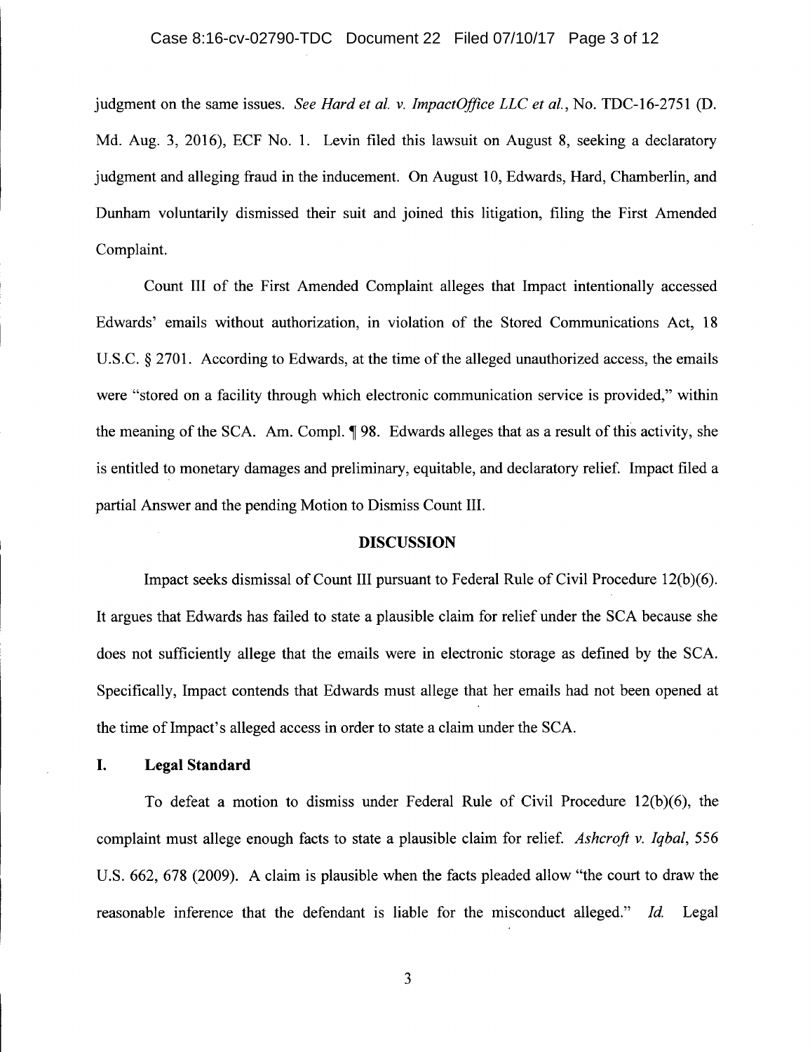judgment on the same issues. *See Hard et al. v. ImpactOffice LLC et al.*, No. TDC-16-2751 (D. Md. Aug. 3, 2016), ECF No. 1. Levin filed this lawsuit on August 8, seeking a declaratory judgment and alleging fraud in the inducement. On August 10, Edwards, Hard, Chamberlin, and Dunham voluntarily dismissed their suit and joined this litigation, filing the First Amended Complaint.

Count III of the First Amended Complaint alleges that Impact intentionally accessed Edwards' emails without authorization, in violation of the Stored Communications Act, 18 U.S.C. § 2701. According to Edwards, at the time of the alleged unauthorized access, the emails were "stored on a facility through which electronic communication service is provided," within the meaning of the SCA. Am. Compl. ¶ 98. Edwards alleges that as a result of this activity, she is entitled to monetary damages and preliminary, equitable, and declaratory relief. Impact filed a partial Answer and the pending Motion to Dismiss Count III.

## DISCUSSION

Impact seeks dismissal of Count III pursuant to Federal Rule of Civil Procedure 12(b)(6). It argues that Edwards has failed to state a plausible claim for relief under the SCA because she does not sufficiently allege that the emails were in electronic storage as defined by the SCA. Specifically, Impact contends that Edwards must allege that her emails had not been opened at the time of Impact's alleged access in order to state a claim under the SCA.

### I. Legal Standard

To defeat a motion to dismiss under Federal Rule of Civil Procedure 12(b)(6), the complaint must allege enough facts to state a plausible claim for relief. *Ashcroft v. Iqbal*, 556 U.S. 662, 678 (2009). A claim is plausible when the facts pleaded allow "the court to draw the reasonable inference that the defendant is liable for the misconduct alleged." *Id.* Legal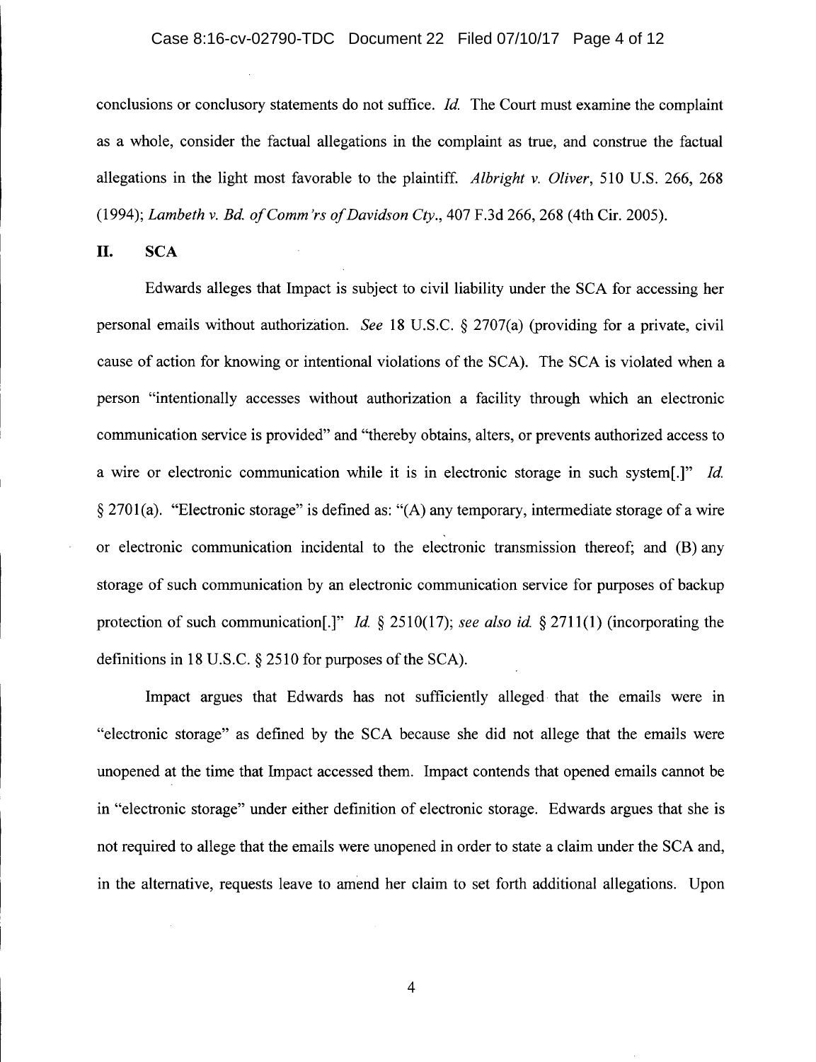conclusions or conclusory statements do not suffice. *Id.* The Court must examine the complaint as a whole, consider the factual allegations in the complaint as true, and construe the factual allegations in the light most favorable to the plaintiff. *Albright v. Oliver*, 510 U.S. 266, 268 (1994); *Lambeth v. Bd. of Comm'rs of Davidson Cty.*, 407 F.3d 266, 268 (4th Cir. 2005).

## II. SCA

Edwards alleges that Impact is subject to civil liability under the SCA for accessing her personal emails without authorization. *See* 18 U.S.C. § 2707(a) (providing for a private, civil cause of action for knowing or intentional violations of the SCA). The SCA is violated when a person "intentionally accesses without authorization a facility through which an electronic communication service is provided" and "thereby obtains, alters, or prevents authorized access to a wire or electronic communication while it is in electronic storage in such system[.]" *Id.* § 2701(a). "Electronic storage" is defined as: "(A) any temporary, intermediate storage of a wire or electronic communication incidental to the electronic transmission thereof; and (B) any storage of such communication by an electronic communication service for purposes of backup protection of such communication[.]" *Id.* § 2510(17); *see also id.* § 2711(1) (incorporating the definitions in 18 U.S.C. § 2510 for purposes of the SCA).

Impact argues that Edwards has not sufficiently alleged that the emails were in "electronic storage" as defined by the SCA because she did not allege that the emails were unopened at the time that Impact accessed them. Impact contends that opened emails cannot be in "electronic storage" under either definition of electronic storage. Edwards argues that she is not required to allege that the emails were unopened in order to state a claim under the SCA and, in the alternative, requests leave to amend her claim to set forth additional allegations. Upon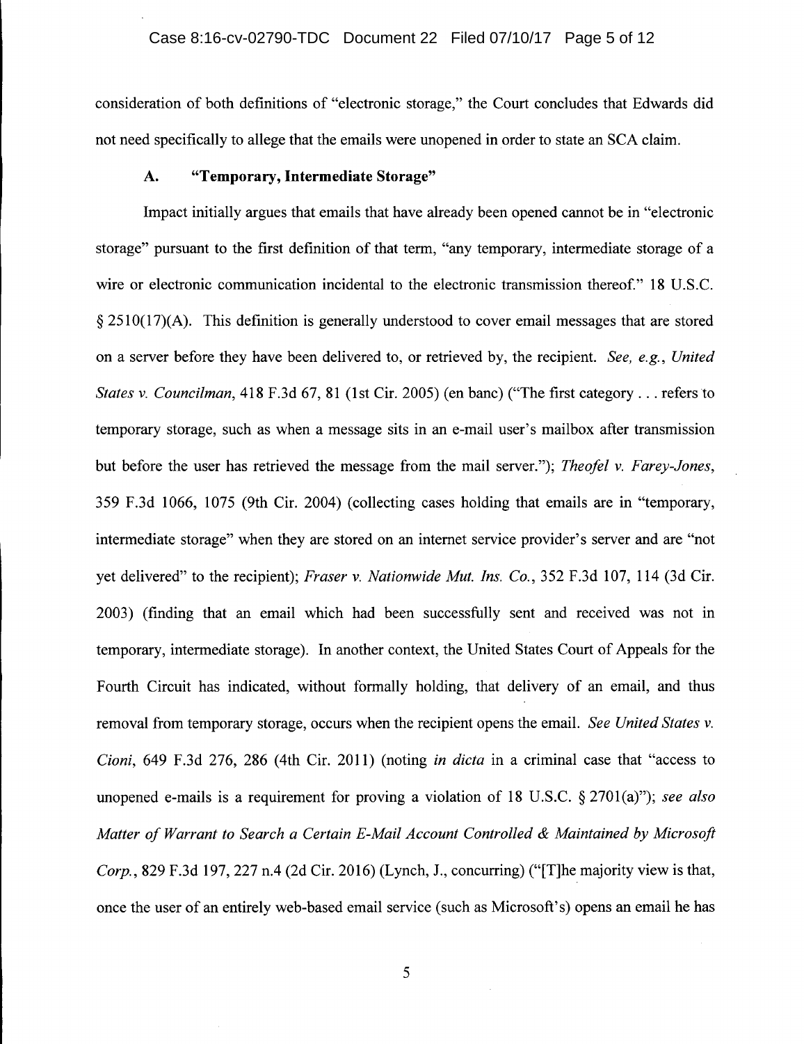consideration of both definitions of "electronic storage," the Court concludes that Edwards did not need specifically to allege that the emails were unopened in order to state an SCA claim.

### A. "Temporary, Intermediate Storage"

Impact initially argues that emails that have already been opened cannot be in "electronic storage" pursuant to the first definition of that term, "any temporary, intermediate storage of a wire or electronic communication incidental to the electronic transmission thereof." 18 U.S.C. § 2510(17)(A). This definition is generally understood to cover email messages that are stored on a server before they have been delivered to, or retrieved by, the recipient. *See, e.g.*, *United States v. Councilman*, 418 F.3d 67, 81 (1st Cir. 2005) (en banc) ("The first category . . . refers to temporary storage, such as when a message sits in an e-mail user's mailbox after transmission but before the user has retrieved the message from the mail server."); *Theofel v. Farey-Jones*, 359 F.3d 1066, 1075 (9th Cir. 2004) (collecting cases holding that emails are in "temporary, intermediate storage" when they are stored on an internet service provider's server and are "not yet delivered" to the recipient); *Fraser v. Nationwide Mut. Ins. Co.*, 352 F.3d 107, 114 (3d Cir. 2003) (finding that an email which had been successfully sent and received was not in temporary, intermediate storage). In another context, the United States Court of Appeals for the Fourth Circuit has indicated, without formally holding, that delivery of an email, and thus removal from temporary storage, occurs when the recipient opens the email. *See United States v. Cioni*, 649 F.3d 276, 286 (4th Cir. 2011) (noting *in dicta* in a criminal case that "access to unopened e-mails is a requirement for proving a violation of 18 U.S.C. § 2701(a)"); *see also Matter of Warrant to Search a Certain E-Mail Account Controlled & Maintained by Microsoft Corp.*, 829 F.3d 197, 227 n.4 (2d Cir. 2016) (Lynch, J., concurring) ("[T]he majority view is that, once the user of an entirely web-based email service (such as Microsoft's) opens an email he has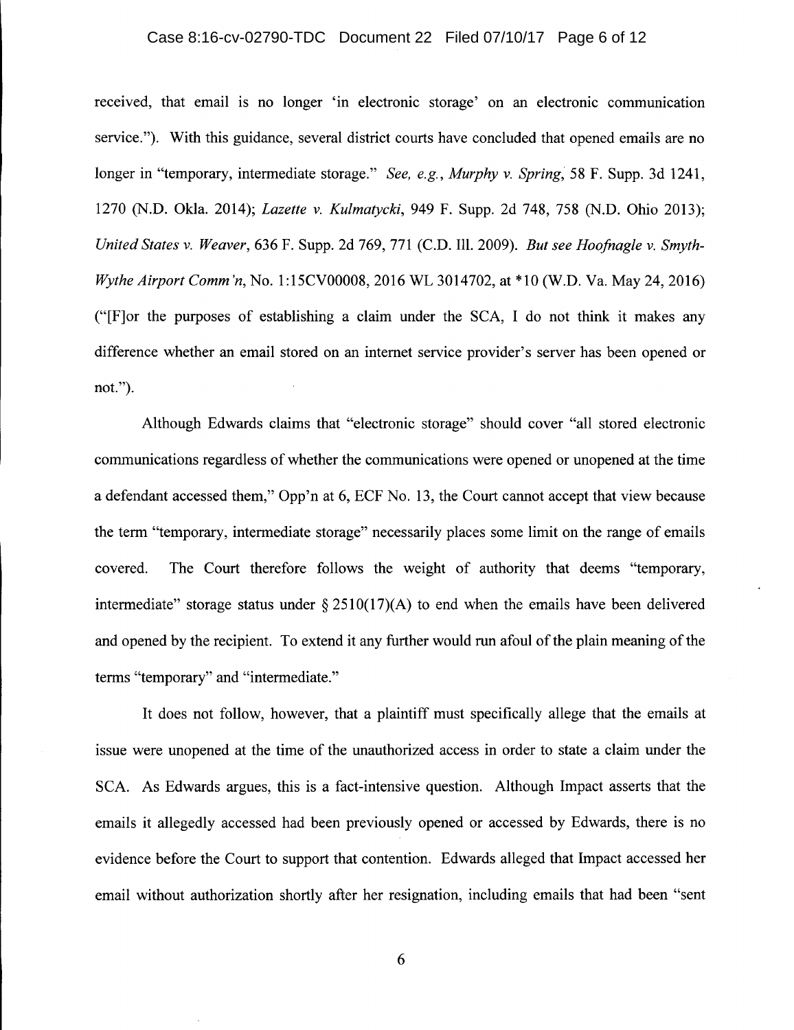received, that email is no longer 'in electronic storage' on an electronic communication service."). With this guidance, several district courts have concluded that opened emails are no longer in "temporary, intermediate storage." *See, e.g.*, *Murphy v. Spring*, 58 F. Supp. 3d 1241, 1270 (N.D. Okla. 2014); *Lazette v. Kulmatycki*, 949 F. Supp. 2d 748, 758 (N.D. Ohio 2013); *United States v. Weaver*, 636 F. Supp. 2d 769, 771 (C.D. Ill. 2009). *But see Hoofnagle v. Smyth-Wythe Airport Comm'n*, No. 1:15CV00008, 2016 WL 3014702, at *10 (W.D. Va. May 24, 2016) ("[F]or the purposes of establishing a claim under the SCA, I do not think it makes any difference whether an email stored on an internet service provider's server has been opened or not.").

Although Edwards claims that "electronic storage" should cover "all stored electronic communications regardless of whether the communications were opened or unopened at the time a defendant accessed them," Opp'n at 6, ECF No. 13, the Court cannot accept that view because the term "temporary, intermediate storage" necessarily places some limit on the range of emails covered. The Court therefore follows the weight of authority that deems "temporary, intermediate" storage status under § 2510(17)(A) to end when the emails have been delivered and opened by the recipient. To extend it any further would run afoul of the plain meaning of the terms "temporary" and "intermediate."

It does not follow, however, that a plaintiff must specifically allege that the emails at issue were unopened at the time of the unauthorized access in order to state a claim under the SCA. As Edwards argues, this is a fact-intensive question. Although Impact asserts that the emails it allegedly accessed had been previously opened or accessed by Edwards, there is no evidence before the Court to support that contention. Edwards alleged that Impact accessed her email without authorization shortly after her resignation, including emails that had been "sent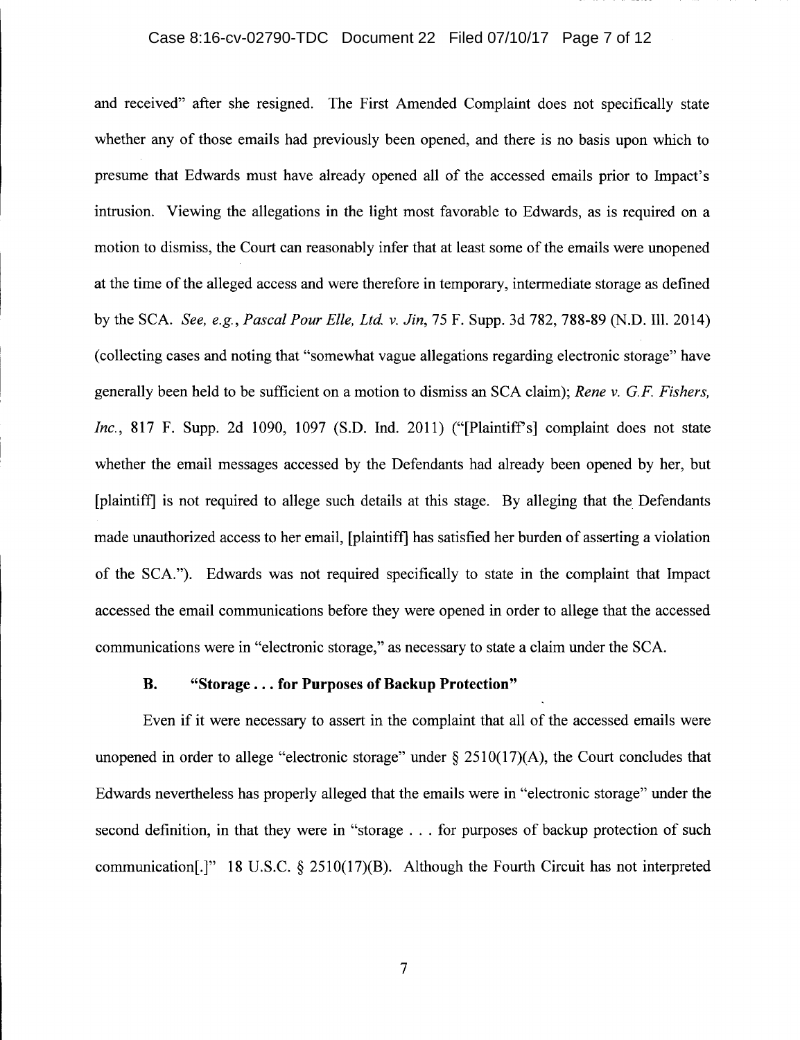and received" after she resigned. The First Amended Complaint does not specifically state whether any of those emails had previously been opened, and there is no basis upon which to presume that Edwards must have already opened all of the accessed emails prior to Impact's intrusion. Viewing the allegations in the light most favorable to Edwards, as is required on a motion to dismiss, the Court can reasonably infer that at least some of the emails were unopened at the time of the alleged access and were therefore in temporary, intermediate storage as defined by the SCA. *See, e.g.*, *Pascal Pour Elle, Ltd. v. Jin*, 75 F. Supp. 3d 782, 788-89 (N.D. Ill. 2014) (collecting cases and noting that "somewhat vague allegations regarding electronic storage" have generally been held to be sufficient on a motion to dismiss an SCA claim); *Rene v. G.F. Fishers, Inc.*, 817 F. Supp. 2d 1090, 1097 (S.D. Ind. 2011) ("[Plaintiff's] complaint does not state whether the email messages accessed by the Defendants had already been opened by her, but [plaintiff] is not required to allege such details at this stage. By alleging that the Defendants made unauthorized access to her email, [plaintiff] has satisfied her burden of asserting a violation of the SCA."). Edwards was not required specifically to state in the complaint that Impact accessed the email communications before they were opened in order to allege that the accessed communications were in "electronic storage," as necessary to state a claim under the SCA.

### B. "Storage . . . for Purposes of Backup Protection"

Even if it were necessary to assert in the complaint that all of the accessed emails were unopened in order to allege "electronic storage" under § 2510(17)(A), the Court concludes that Edwards nevertheless has properly alleged that the emails were in "electronic storage" under the second definition, in that they were in "storage . . . for purposes of backup protection of such communication[.]" 18 U.S.C. § 2510(17)(B). Although the Fourth Circuit has not interpreted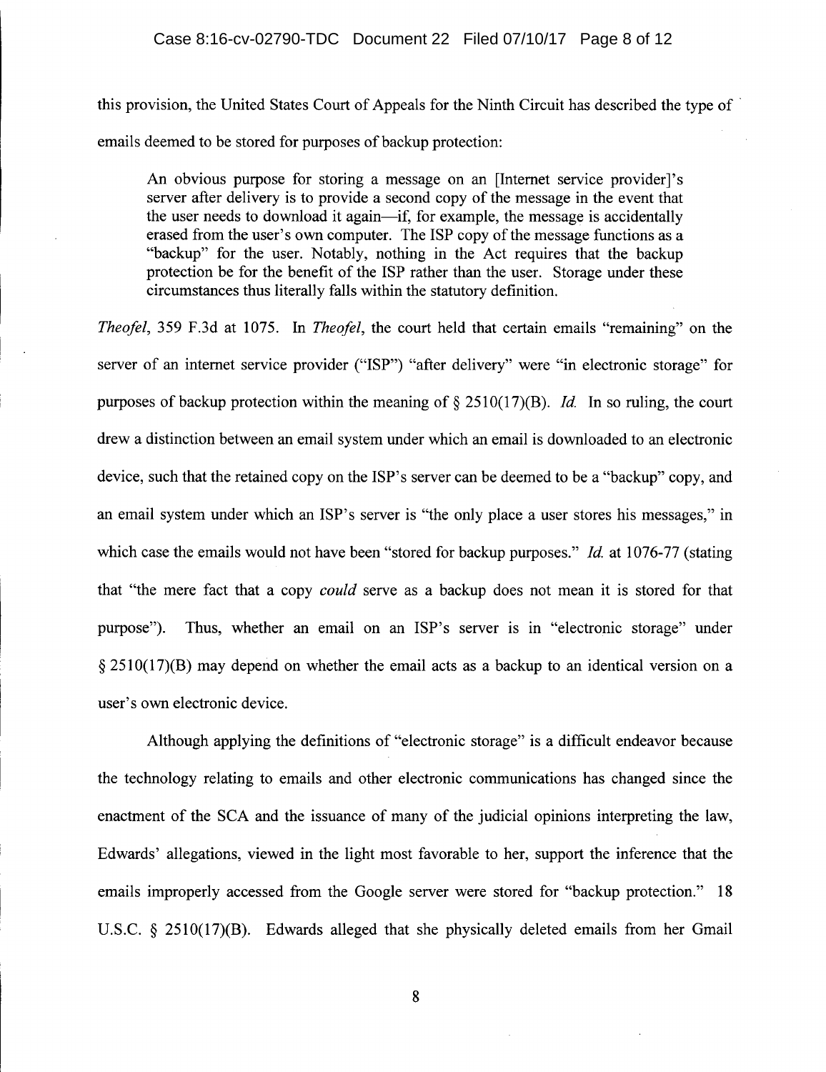this provision, the United States Court of Appeals for the Ninth Circuit has described the type of emails deemed to be stored for purposes of backup protection:

> An obvious purpose for storing a message on an [Internet service provider]'s server after delivery is to provide a second copy of the message in the event that the user needs to download it again—if, for example, the message is accidentally erased from the user's own computer. The ISP copy of the message functions as a "backup" for the user. Notably, nothing in the Act requires that the backup protection be for the benefit of the ISP rather than the user. Storage under these circumstances thus literally falls within the statutory definition.

*Theofel*, 359 F.3d at 1075. In *Theofel*, the court held that certain emails "remaining" on the server of an internet service provider ("ISP") "after delivery" were "in electronic storage" for purposes of backup protection within the meaning of § 2510(17)(B). *Id.* In so ruling, the court drew a distinction between an email system under which an email is downloaded to an electronic device, such that the retained copy on the ISP's server can be deemed to be a "backup" copy, and an email system under which an ISP's server is "the only place a user stores his messages," in which case the emails would not have been "stored for backup purposes." *Id.* at 1076-77 (stating that "the mere fact that a copy *could* serve as a backup does not mean it is stored for that purpose"). Thus, whether an email on an ISP's server is in "electronic storage" under § 2510(17)(B) may depend on whether the email acts as a backup to an identical version on a user's own electronic device.

Although applying the definitions of "electronic storage" is a difficult endeavor because the technology relating to emails and other electronic communications has changed since the enactment of the SCA and the issuance of many of the judicial opinions interpreting the law, Edwards' allegations, viewed in the light most favorable to her, support the inference that the emails improperly accessed from the Google server were stored for "backup protection." 18 U.S.C. § 2510(17)(B). Edwards alleged that she physically deleted emails from her Gmail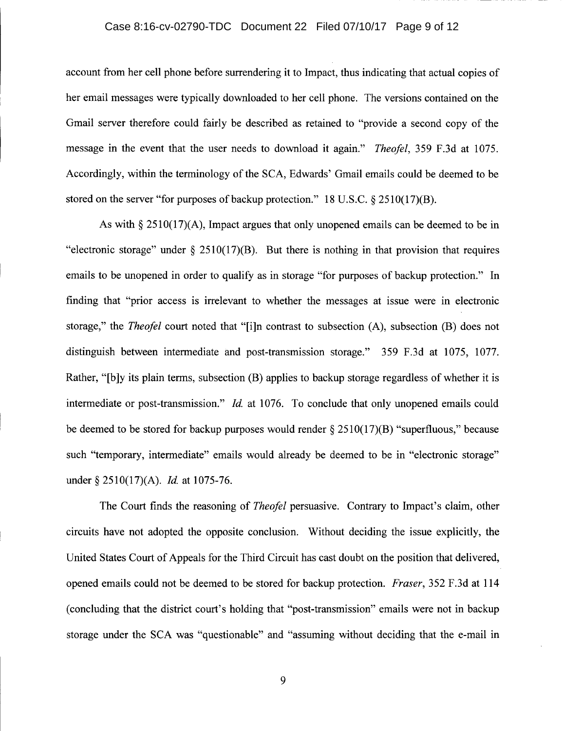account from her cell phone before surrendering it to Impact, thus indicating that actual copies of her email messages were typically downloaded to her cell phone. The versions contained on the Gmail server therefore could fairly be described as retained to "provide a second copy of the message in the event that the user needs to download it again." *Theofel*, 359 F.3d at 1075. Accordingly, within the terminology of the SCA, Edwards' Gmail emails could be deemed to be stored on the server "for purposes of backup protection." 18 U.S.C. § 2510(17)(B).

As with § 2510(17)(A), Impact argues that only unopened emails can be deemed to be in "electronic storage" under § 2510(17)(B). But there is nothing in that provision that requires emails to be unopened in order to qualify as in storage "for purposes of backup protection." In finding that "prior access is irrelevant to whether the messages at issue were in electronic storage," the *Theofel* court noted that "[i]n contrast to subsection (A), subsection (B) does not distinguish between intermediate and post-transmission storage." 359 F.3d at 1075, 1077. Rather, "[b]y its plain terms, subsection (B) applies to backup storage regardless of whether it is intermediate or post-transmission." *Id.* at 1076. To conclude that only unopened emails could be deemed to be stored for backup purposes would render § 2510(17)(B) "superfluous," because such "temporary, intermediate" emails would already be deemed to be in "electronic storage" under § 2510(17)(A). *Id.* at 1075-76.

The Court finds the reasoning of *Theofel* persuasive. Contrary to Impact's claim, other circuits have not adopted the opposite conclusion. Without deciding the issue explicitly, the United States Court of Appeals for the Third Circuit has cast doubt on the position that delivered, opened emails could not be deemed to be stored for backup protection. *Fraser*, 352 F.3d at 114 (concluding that the district court's holding that "post-transmission" emails were not in backup storage under the SCA was "questionable" and "assuming without deciding that the e-mail in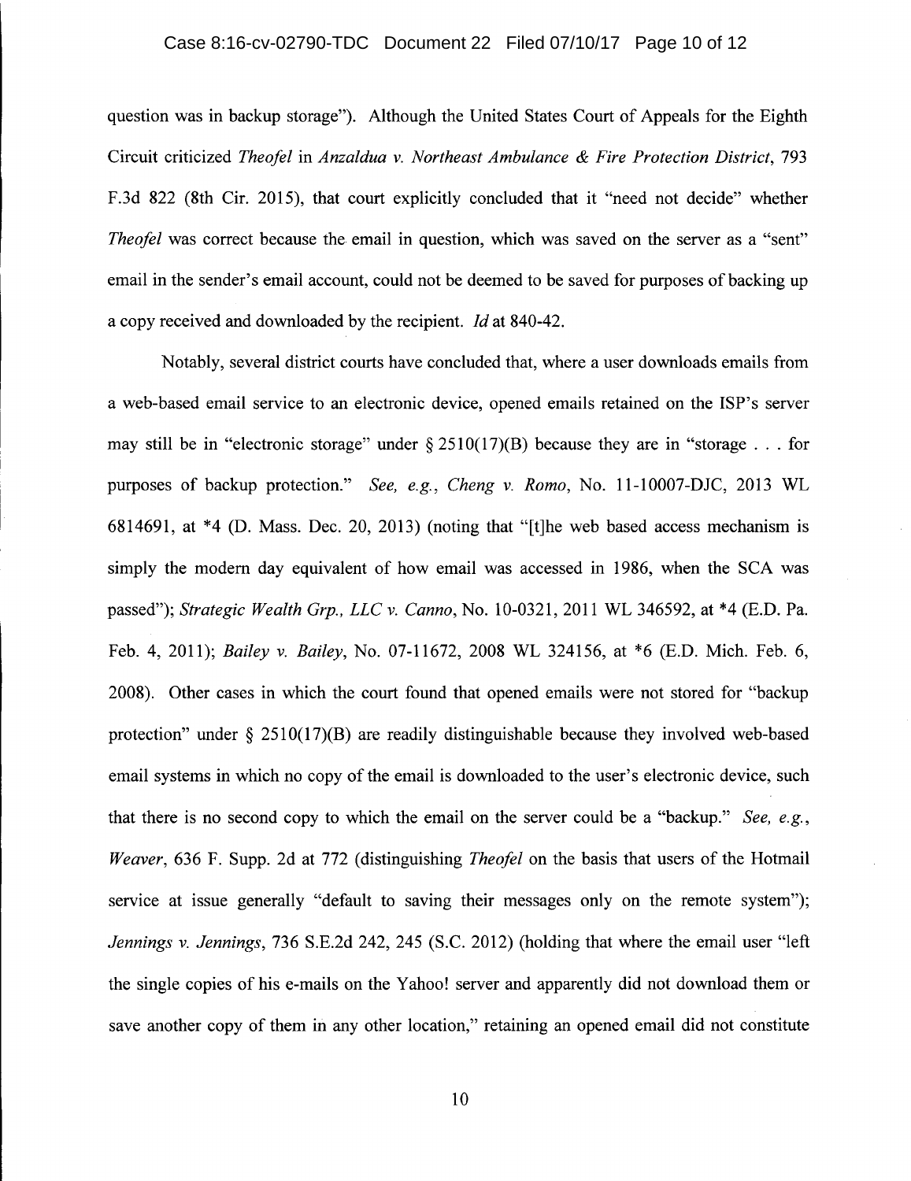question was in backup storage"). Although the United States Court of Appeals for the Eighth Circuit criticized *Theofel* in *Anzaldua v. Northeast Ambulance & Fire Protection District*, 793 F.3d 822 (8th Cir. 2015), that court explicitly concluded that it "need not decide" whether *Theofel* was correct because the email in question, which was saved on the server as a "sent" email in the sender's email account, could not be deemed to be saved for purposes of backing up a copy received and downloaded by the recipient. *Id* at 840-42.

Notably, several district courts have concluded that, where a user downloads emails from a web-based email service to an electronic device, opened emails retained on the ISP's server may still be in "electronic storage" under § 2510(17)(B) because they are in "storage . . . for purposes of backup protection." *See, e.g.*, *Cheng v. Romo*, No. 11-10007-DJC, 2013 WL 6814691, at *4 (D. Mass. Dec. 20, 2013) (noting that "[t]he web based access mechanism is simply the modern day equivalent of how email was accessed in 1986, when the SCA was passed"); *Strategic Wealth Grp., LLC v. Canno*, No. 10-0321, 2011 WL 346592, at *4 (E.D. Pa. Feb. 4, 2011); *Bailey v. Bailey*, No. 07-11672, 2008 WL 324156, at *6 (E.D. Mich. Feb. 6, 2008). Other cases in which the court found that opened emails were not stored for "backup protection" under § 2510(17)(B) are readily distinguishable because they involved web-based email systems in which no copy of the email is downloaded to the user's electronic device, such that there is no second copy to which the email on the server could be a "backup." *See, e.g.*, *Weaver*, 636 F. Supp. 2d at 772 (distinguishing *Theofel* on the basis that users of the Hotmail service at issue generally "default to saving their messages only on the remote system"); *Jennings v. Jennings*, 736 S.E.2d 242, 245 (S.C. 2012) (holding that where the email user "left the single copies of his e-mails on the Yahoo! server and apparently did not download them or save another copy of them in any other location," retaining an opened email did not constitute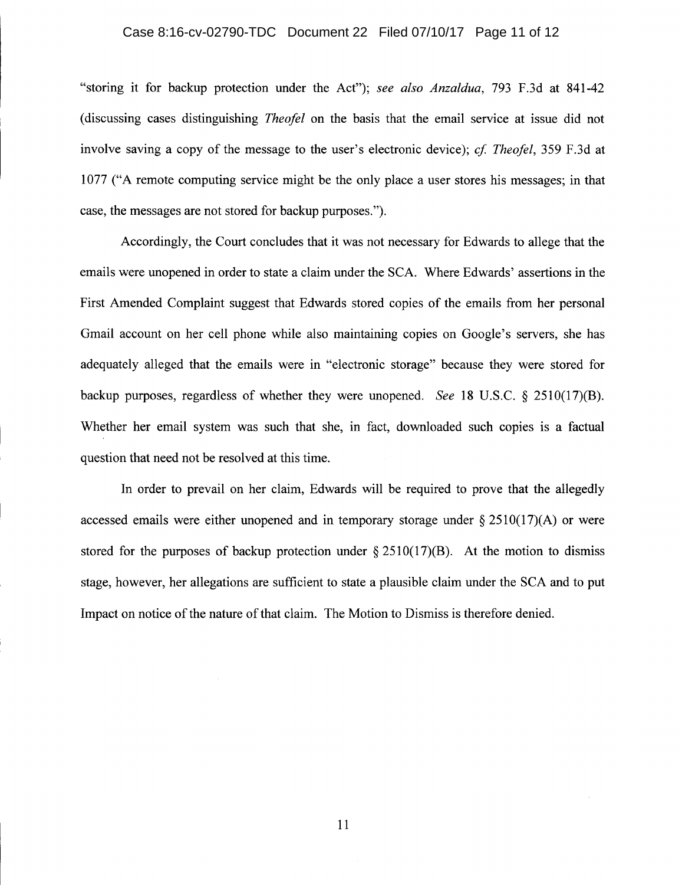"storing it for backup protection under the Act"); *see also Anzaldua*, 793 F.3d at 841-42 (discussing cases distinguishing *Theofel* on the basis that the email service at issue did not involve saving a copy of the message to the user's electronic device); *cf. Theofel*, 359 F.3d at 1077 ("A remote computing service might be the only place a user stores his messages; in that case, the messages are not stored for backup purposes.").

Accordingly, the Court concludes that it was not necessary for Edwards to allege that the emails were unopened in order to state a claim under the SCA. Where Edwards' assertions in the First Amended Complaint suggest that Edwards stored copies of the emails from her personal Gmail account on her cell phone while also maintaining copies on Google's servers, she has adequately alleged that the emails were in "electronic storage" because they were stored for backup purposes, regardless of whether they were unopened. *See* 18 U.S.C. § 2510(17)(B). Whether her email system was such that she, in fact, downloaded such copies is a factual question that need not be resolved at this time.

In order to prevail on her claim, Edwards will be required to prove that the allegedly accessed emails were either unopened and in temporary storage under § 2510(17)(A) or were stored for the purposes of backup protection under § 2510(17)(B). At the motion to dismiss stage, however, her allegations are sufficient to state a plausible claim under the SCA and to put Impact on notice of the nature of that claim. The Motion to Dismiss is therefore denied.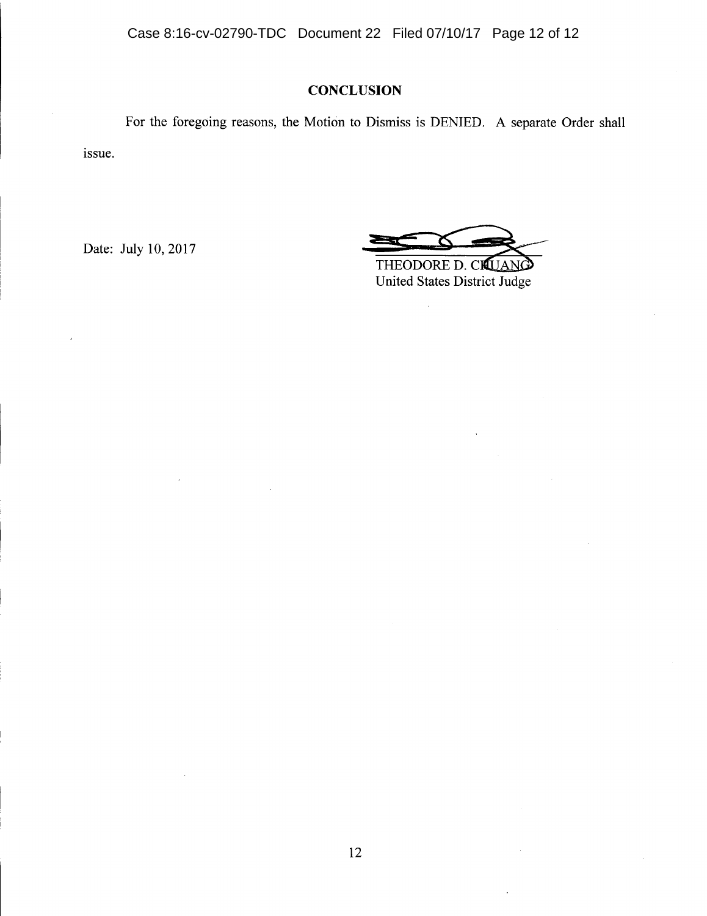## CONCLUSION

For the foregoing reasons, the Motion to Dismiss is DENIED. A separate Order shall issue.

Date: July 10, 2017

THEODORE D. CHUANG
United States District Judge